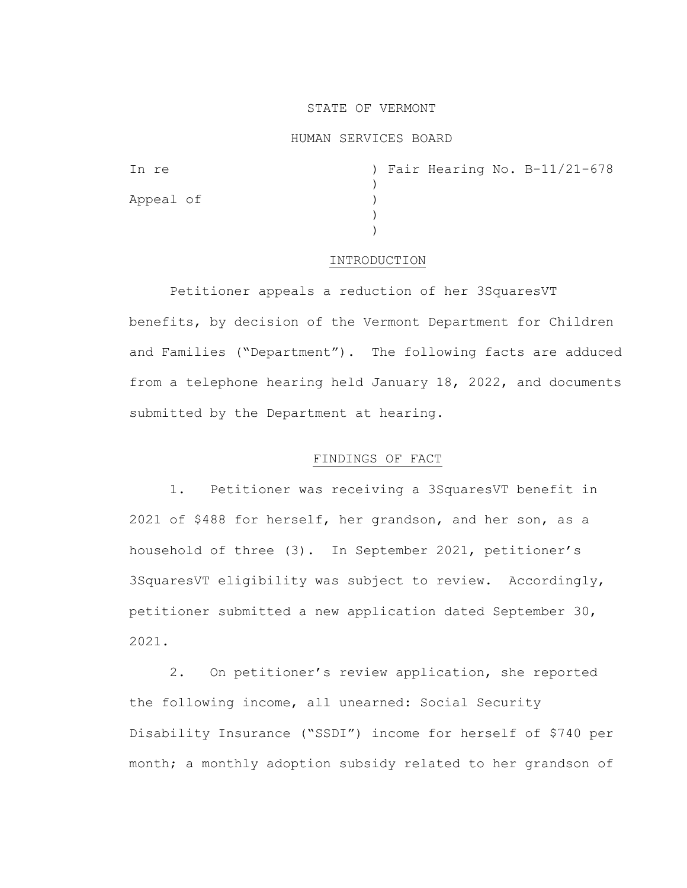STATE OF VERMONT

HUMAN SERVICES BOARD

| | |
|---|---|
| In re | ) Fair Hearing No. B-11/21-678 |
| | ) |
| Appeal of | ) |
| | ) |
| | ) |

## INTRODUCTION

Petitioner appeals a reduction of her 3SquaresVT benefits, by decision of the Vermont Department for Children and Families ("Department"). The following facts are adduced from a telephone hearing held January 18, 2022, and documents submitted by the Department at hearing.

## FINDINGS OF FACT

1. Petitioner was receiving a 3SquaresVT benefit in 2021 of $488 for herself, her grandson, and her son, as a household of three (3). In September 2021, petitioner's 3SquaresVT eligibility was subject to review. Accordingly, petitioner submitted a new application dated September 30, 2021.

2. On petitioner's review application, she reported the following income, all unearned: Social Security Disability Insurance ("SSDI") income for herself of $740 per month; a monthly adoption subsidy related to her grandson of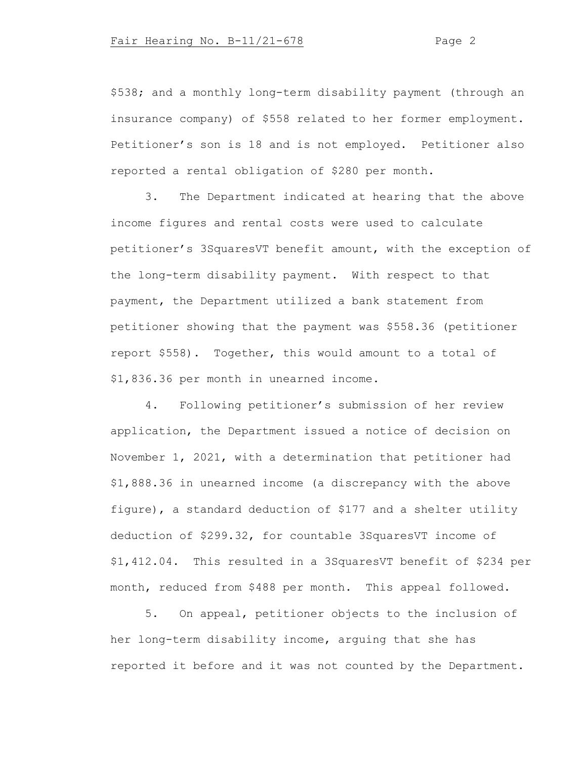$538; and a monthly long-term disability payment (through an insurance company) of $558 related to her former employment. Petitioner's son is 18 and is not employed. Petitioner also reported a rental obligation of $280 per month.

3. The Department indicated at hearing that the above income figures and rental costs were used to calculate petitioner's 3SquaresVT benefit amount, with the exception of the long-term disability payment. With respect to that payment, the Department utilized a bank statement from petitioner showing that the payment was $558.36 (petitioner report $558). Together, this would amount to a total of $1,836.36 per month in unearned income.

4. Following petitioner's submission of her review application, the Department issued a notice of decision on November 1, 2021, with a determination that petitioner had $1,888.36 in unearned income (a discrepancy with the above figure), a standard deduction of $177 and a shelter utility deduction of $299.32, for countable 3SquaresVT income of $1,412.04. This resulted in a 3SquaresVT benefit of $234 per month, reduced from $488 per month. This appeal followed.

5. On appeal, petitioner objects to the inclusion of her long-term disability income, arguing that she has reported it before and it was not counted by the Department.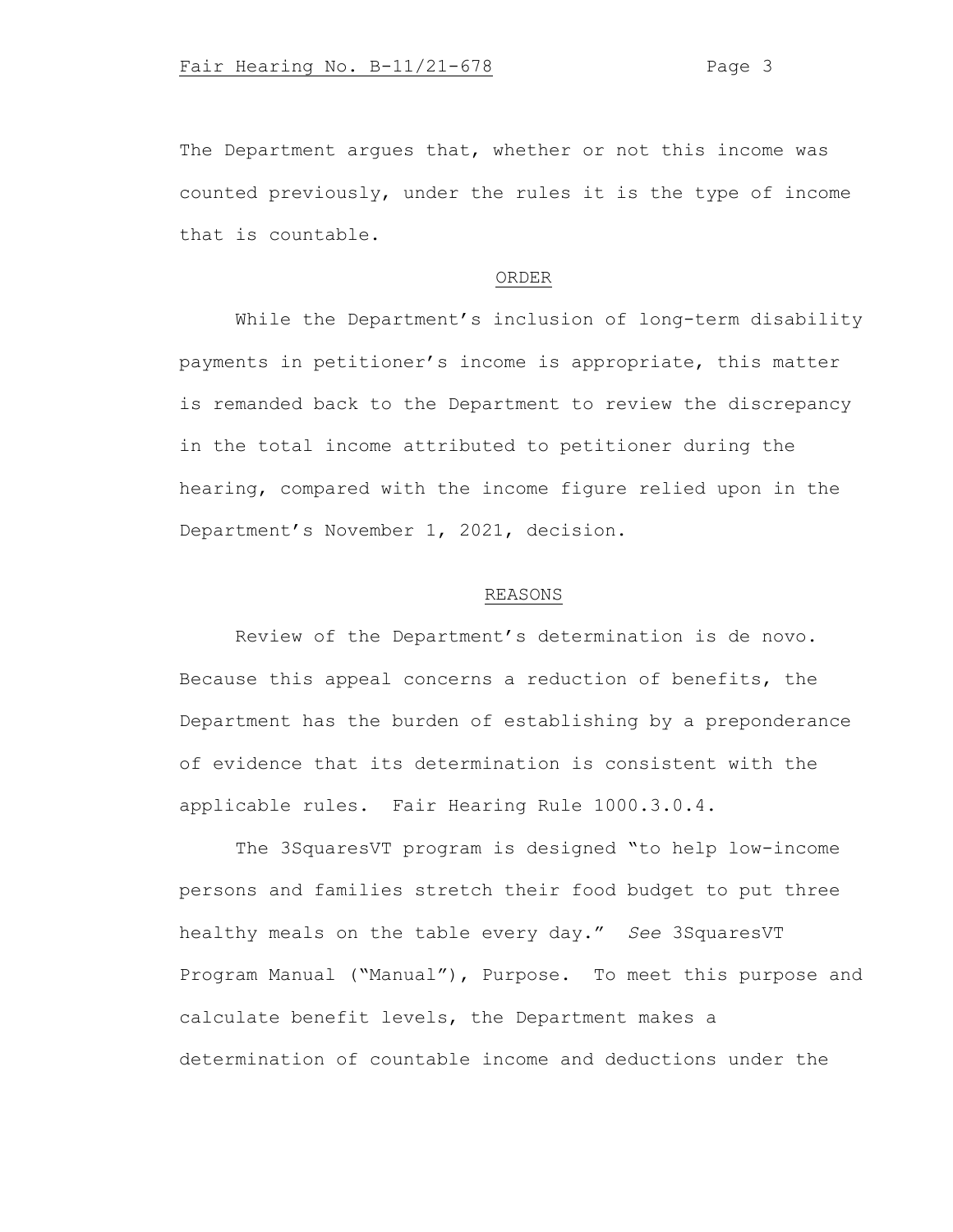The Department argues that, whether or not this income was counted previously, under the rules it is the type of income that is countable.

## ORDER

While the Department's inclusion of long-term disability payments in petitioner's income is appropriate, this matter is remanded back to the Department to review the discrepancy in the total income attributed to petitioner during the hearing, compared with the income figure relied upon in the Department's November 1, 2021, decision.

## REASONS

Review of the Department's determination is de novo. Because this appeal concerns a reduction of benefits, the Department has the burden of establishing by a preponderance of evidence that its determination is consistent with the applicable rules. Fair Hearing Rule 1000.3.0.4.

The 3SquaresVT program is designed "to help low-income persons and families stretch their food budget to put three healthy meals on the table every day." *See* 3SquaresVT Program Manual ("Manual"), Purpose. To meet this purpose and calculate benefit levels, the Department makes a determination of countable income and deductions under the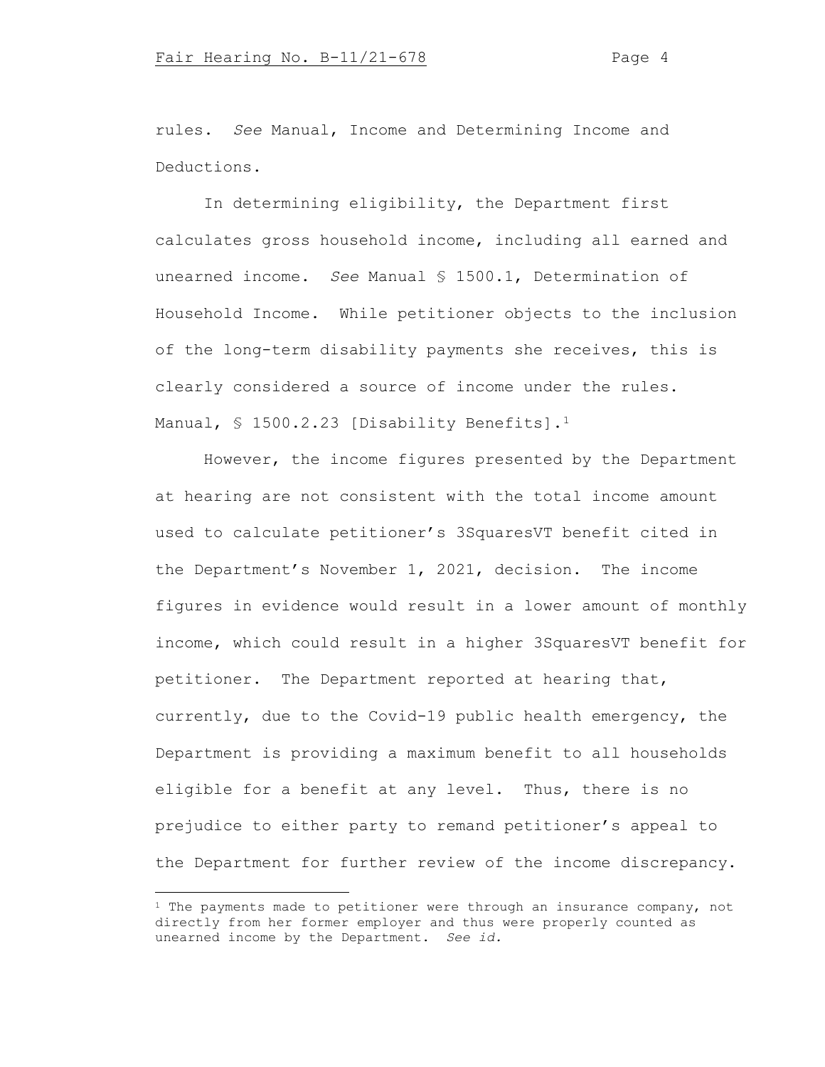rules. *See* Manual, Income and Determining Income and Deductions.

In determining eligibility, the Department first calculates gross household income, including all earned and unearned income. *See* Manual § 1500.1, Determination of Household Income. While petitioner objects to the inclusion of the long-term disability payments she receives, this is clearly considered a source of income under the rules. Manual, § 1500.2.23 [Disability Benefits].[1]

However, the income figures presented by the Department at hearing are not consistent with the total income amount used to calculate petitioner's 3SquaresVT benefit cited in the Department's November 1, 2021, decision. The income figures in evidence would result in a lower amount of monthly income, which could result in a higher 3SquaresVT benefit for petitioner. The Department reported at hearing that, currently, due to the Covid-19 public health emergency, the Department is providing a maximum benefit to all households eligible for a benefit at any level. Thus, there is no prejudice to either party to remand petitioner's appeal to the Department for further review of the income discrepancy.

---

[1] The payments made to petitioner were through an insurance company, not directly from her former employer and thus were properly counted as unearned income by the Department. *See id.*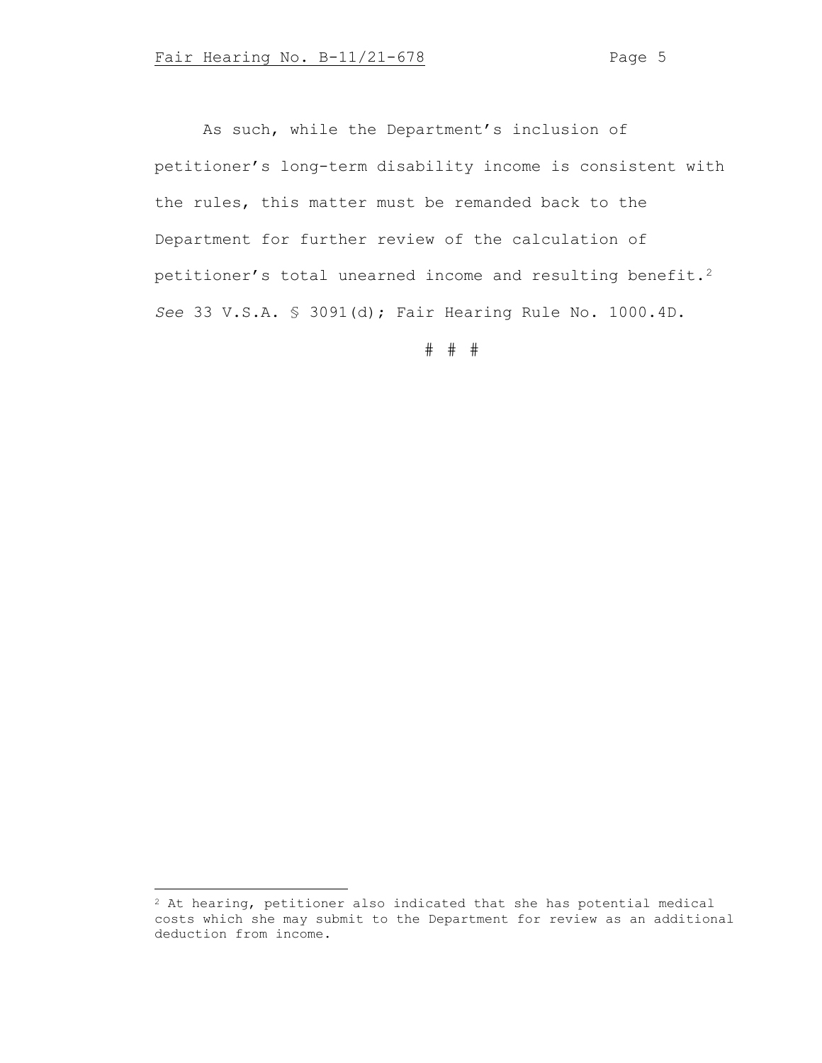As such, while the Department's inclusion of petitioner's long-term disability income is consistent with the rules, this matter must be remanded back to the Department for further review of the calculation of petitioner's total unearned income and resulting benefit.[2] *See* 33 V.S.A. § 3091(d); Fair Hearing Rule No. 1000.4D.

# # #

[2] At hearing, petitioner also indicated that she has potential medical costs which she may submit to the Department for review as an additional deduction from income.